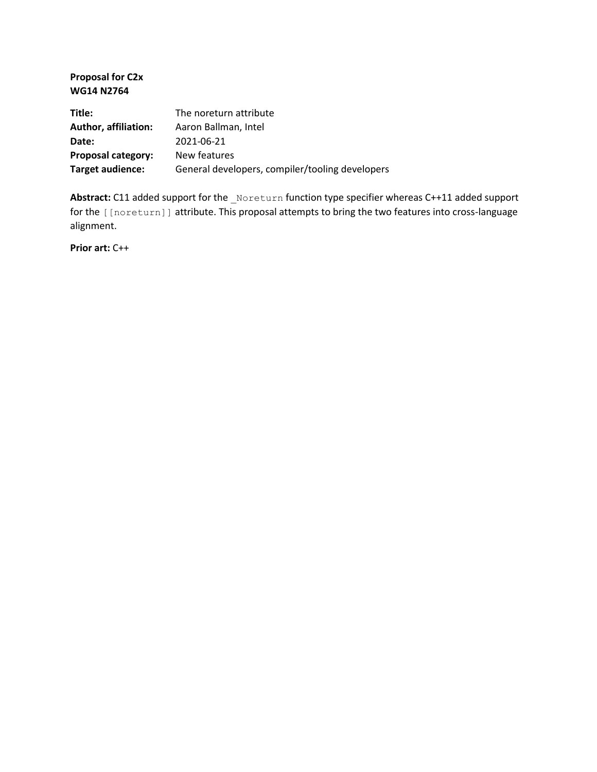**Proposal for C2x**
**WG14 N2764**

**Title:** The noreturn attribute
**Author, affiliation:** Aaron Ballman, Intel
**Date:** 2021-06-21
**Proposal category:** New features
**Target audience:** General developers, compiler/tooling developers

**Abstract:** C11 added support for the `_Noreturn` function type specifier whereas C++11 added support for the `[[noreturn]]` attribute. This proposal attempts to bring the two features into cross-language alignment.

**Prior art:** C++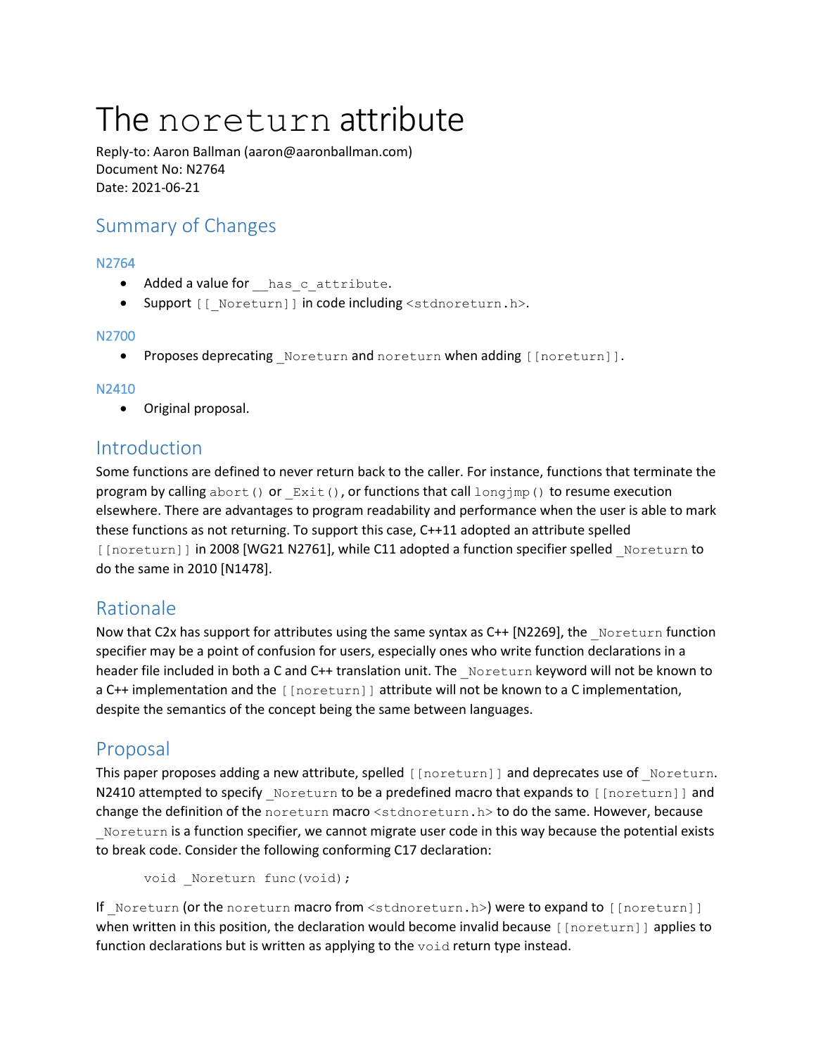# The `noreturn` attribute

Reply-to: Aaron Ballman (aaron@aaronballman.com)
Document No: N2764
Date: 2021-06-21

## Summary of Changes

### N2764

- Added a value for `__has_c_attribute`.
- Support `[[_Noreturn]]` in code including `<stdnoreturn.h>`.

### N2700

- Proposes deprecating `_Noreturn` and `noreturn` when adding `[[noreturn]]`.

### N2410

- Original proposal.

## Introduction

Some functions are defined to never return back to the caller. For instance, functions that terminate the program by calling `abort()` or `_Exit()`, or functions that call `longjmp()` to resume execution elsewhere. There are advantages to program readability and performance when the user is able to mark these functions as not returning. To support this case, C++11 adopted an attribute spelled `[[noreturn]]` in 2008 [WG21 N2761], while C11 adopted a function specifier spelled `_Noreturn` to do the same in 2010 [N1478].

## Rationale

Now that C2x has support for attributes using the same syntax as C++ [N2269], the `_Noreturn` function specifier may be a point of confusion for users, especially ones who write function declarations in a header file included in both a C and C++ translation unit. The `_Noreturn` keyword will not be known to a C++ implementation and the `[[noreturn]]` attribute will not be known to a C implementation, despite the semantics of the concept being the same between languages.

## Proposal

This paper proposes adding a new attribute, spelled `[[noreturn]]` and deprecates use of `_Noreturn`. N2410 attempted to specify `_Noreturn` to be a predefined macro that expands to `[[noreturn]]` and change the definition of the `noreturn` macro `<stdnoreturn.h>` to do the same. However, because `_Noreturn` is a function specifier, we cannot migrate user code in this way because the potential exists to break code. Consider the following conforming C17 declaration:

```
void _Noreturn func(void);
```

If `_Noreturn` (or the `noreturn` macro from `<stdnoreturn.h>`) were to expand to `[[noreturn]]` when written in this position, the declaration would become invalid because `[[noreturn]]` applies to function declarations but is written as applying to the `void` return type instead.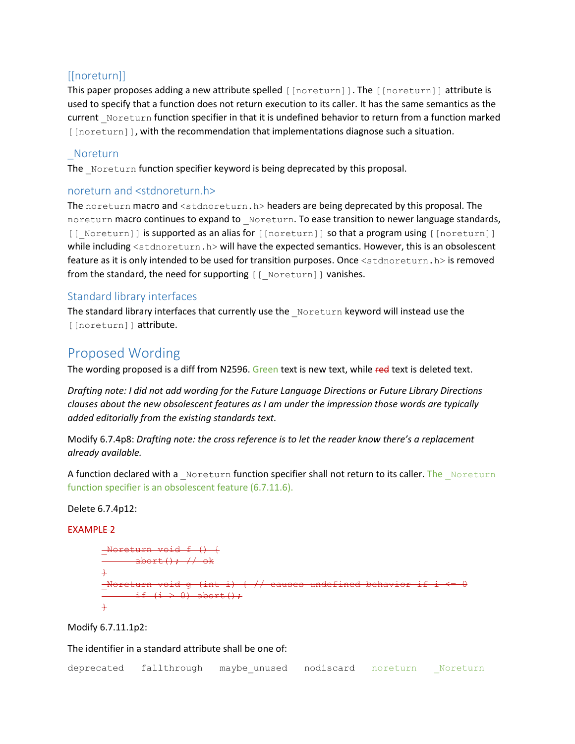### [[noreturn]]

This paper proposes adding a new attribute spelled `[[noreturn]]`. The `[[noreturn]]` attribute is used to specify that a function does not return execution to its caller. It has the same semantics as the current `_Noreturn` function specifier in that it is undefined behavior to return from a function marked `[[noreturn]]`, with the recommendation that implementations diagnose such a situation.

### _Noreturn

The `_Noreturn` function specifier keyword is being deprecated by this proposal.

### noreturn and <stdnoreturn.h>

The `noreturn` macro and `<stdnoreturn.h>` headers are being deprecated by this proposal. The `noreturn` macro continues to expand to `_Noreturn`. To ease transition to newer language standards, `[[_Noreturn]]` is supported as an alias for `[[noreturn]]` so that a program using `[[noreturn]]` while including `<stdnoreturn.h>` will have the expected semantics. However, this is an obsolescent feature as it is only intended to be used for transition purposes. Once `<stdnoreturn.h>` is removed from the standard, the need for supporting `[[_Noreturn]]` vanishes.

### Standard library interfaces

The standard library interfaces that currently use the `_Noreturn` keyword will instead use the `[[noreturn]]` attribute.

## Proposed Wording

The wording proposed is a diff from N2596. Green text is new text, while ~~red~~ text is deleted text.

*Drafting note: I did not add wording for the Future Language Directions or Future Library Directions clauses about the new obsolescent features as I am under the impression those words are typically added editorially from the existing standards text.*

Modify 6.7.4p8: *Drafting note: the cross reference is to let the reader know there's a replacement already available.*

A function declared with a `_Noreturn` function specifier shall not return to its caller. The `_Noreturn` function specifier is an obsolescent feature (6.7.11.6).

Delete 6.7.4p12:

~~EXAMPLE 2~~

```
_Noreturn void f () {
        abort(); // ok
}
_Noreturn void g (int i) { // causes undefined behavior if i <= 0
        if (i > 0) abort();
}
```

Modify 6.7.11.1p2:

The identifier in a standard attribute shall be one of:

`deprecated`    `fallthrough`    `maybe_unused`    `nodiscard`    `noreturn`    `_Noreturn`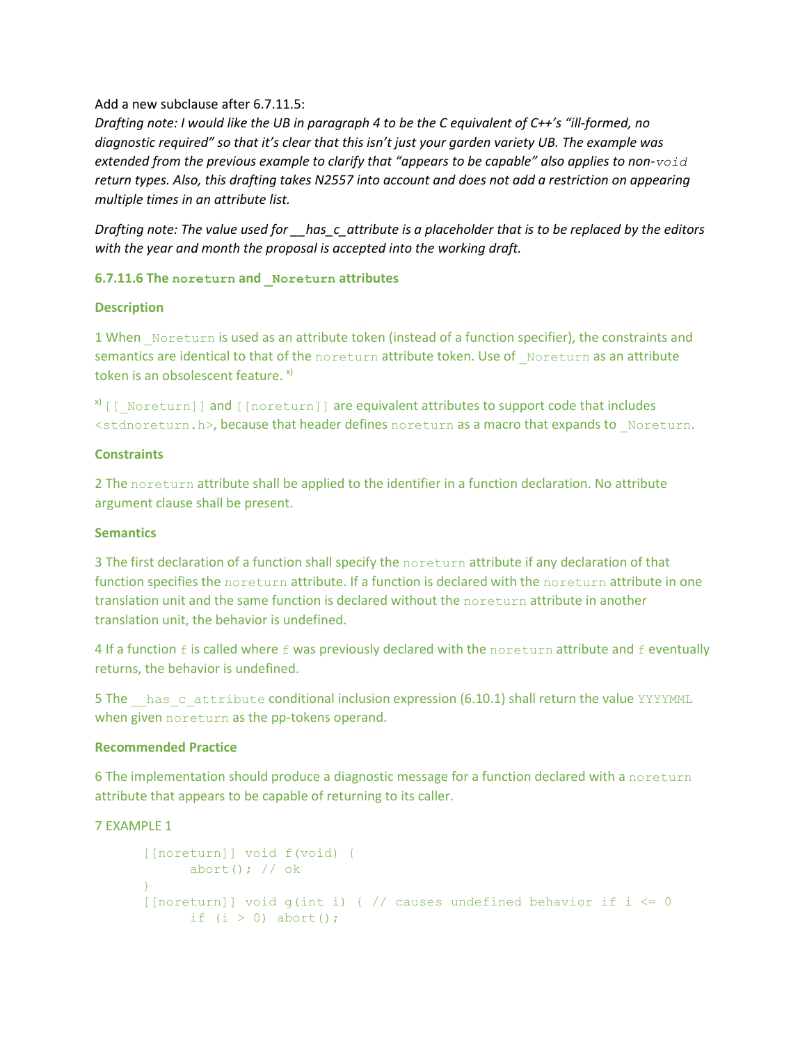Add a new subclause after 6.7.11.5:

*Drafting note: I would like the UB in paragraph 4 to be the C equivalent of C++'s "ill-formed, no diagnostic required" so that it's clear that this isn't just your garden variety UB. The example was extended from the previous example to clarify that "appears to be capable" also applies to non-`void` return types. Also, this drafting takes N2557 into account and does not add a restriction on appearing multiple times in an attribute list.*

*Drafting note: The value used for __has_c_attribute is a placeholder that is to be replaced by the editors with the year and month the proposal is accepted into the working draft.*

### 6.7.11.6 The `noreturn` and `_Noreturn` attributes

**Description**

1 When `_Noreturn` is used as an attribute token (instead of a function specifier), the constraints and semantics are identical to that of the `noreturn` attribute token. Use of `_Noreturn` as an attribute token is an obsolescent feature. [x)]

[x)] `[[_Noreturn]]` and `[[noreturn]]` are equivalent attributes to support code that includes `<stdnoreturn.h>`, because that header defines `noreturn` as a macro that expands to `_Noreturn`.

**Constraints**

2 The `noreturn` attribute shall be applied to the identifier in a function declaration. No attribute argument clause shall be present.

**Semantics**

3 The first declaration of a function shall specify the `noreturn` attribute if any declaration of that function specifies the `noreturn` attribute. If a function is declared with the `noreturn` attribute in one translation unit and the same function is declared without the `noreturn` attribute in another translation unit, the behavior is undefined.

4 If a function `f` is called where `f` was previously declared with the `noreturn` attribute and `f` eventually returns, the behavior is undefined.

5 The `__has_c_attribute` conditional inclusion expression (6.10.1) shall return the value `YYYYMML` when given `noreturn` as the pp-tokens operand.

**Recommended Practice**

6 The implementation should produce a diagnostic message for a function declared with a `noreturn` attribute that appears to be capable of returning to its caller.

7 EXAMPLE 1

```
[[noreturn]] void f(void) {
      abort(); // ok
}
[[noreturn]] void g(int i) { // causes undefined behavior if i <= 0
      if (i > 0) abort();
```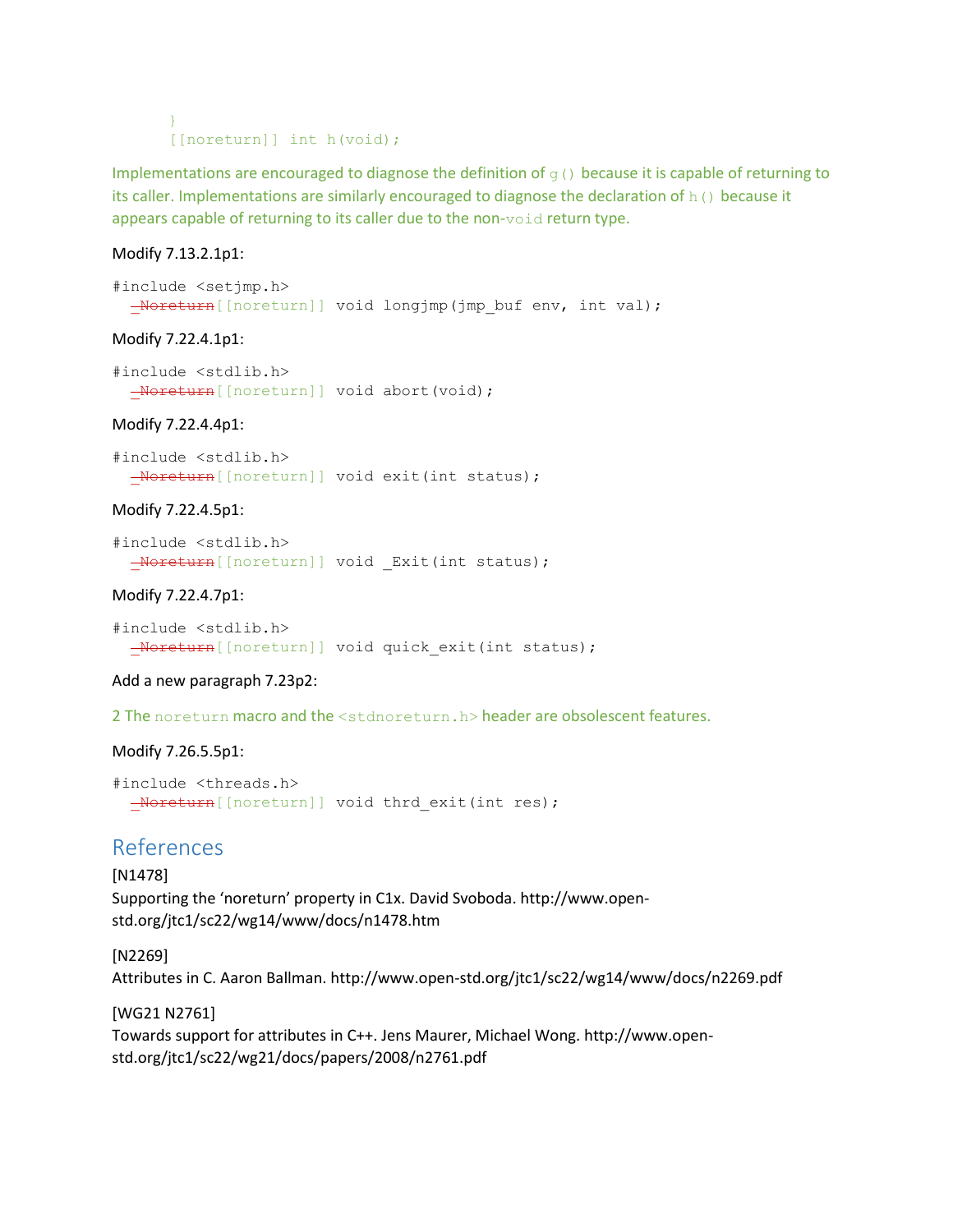```
}
[[noreturn]] int h(void);
```

Implementations are encouraged to diagnose the definition of `g()` because it is capable of returning to its caller. Implementations are similarly encouraged to diagnose the declaration of `h()` because it appears capable of returning to its caller due to the non-`void` return type.

Modify 7.13.2.1p1:

```
#include <setjmp.h>
  _Noreturn[[noreturn]] void longjmp(jmp_buf env, int val);
```

Modify 7.22.4.1p1:

```
#include <stdlib.h>
  _Noreturn[[noreturn]] void abort(void);
```

Modify 7.22.4.4p1:

```
#include <stdlib.h>
  _Noreturn[[noreturn]] void exit(int status);
```

Modify 7.22.4.5p1:

```
#include <stdlib.h>
  _Noreturn[[noreturn]] void _Exit(int status);
```

Modify 7.22.4.7p1:

```
#include <stdlib.h>
  _Noreturn[[noreturn]] void quick_exit(int status);
```

Add a new paragraph 7.23p2:

2 The `noreturn` macro and the `<stdnoreturn.h>` header are obsolescent features.

Modify 7.26.5.5p1:

```
#include <threads.h>
  _Noreturn[[noreturn]] void thrd_exit(int res);
```

## References

[N1478]
Supporting the 'noreturn' property in C1x. David Svoboda. http://www.open-std.org/jtc1/sc22/wg14/www/docs/n1478.htm

[N2269]
Attributes in C. Aaron Ballman. http://www.open-std.org/jtc1/sc22/wg14/www/docs/n2269.pdf

[WG21 N2761]
Towards support for attributes in C++. Jens Maurer, Michael Wong. http://www.open-std.org/jtc1/sc22/wg21/docs/papers/2008/n2761.pdf